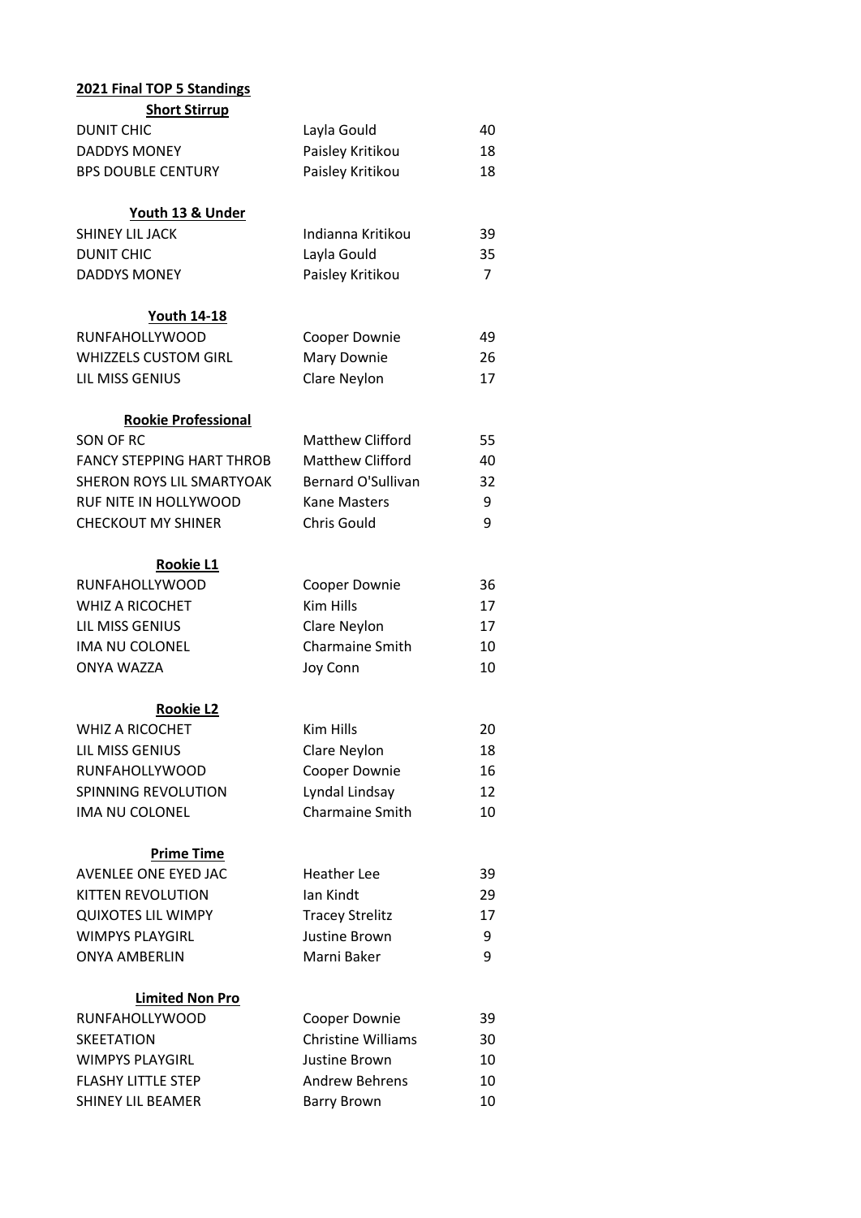**2021 Final TOP 5 Standings**

**Short Stirrup**

| | | |
|---|---|---|
| DUNIT CHIC | Layla Gould | 40 |
| DADDYS MONEY | Paisley Kritikou | 18 |
| BPS DOUBLE CENTURY | Paisley Kritikou | 18 |

**Youth 13 & Under**

| | | |
|---|---|---|
| SHINEY LIL JACK | Indianna Kritikou | 39 |
| DUNIT CHIC | Layla Gould | 35 |
| DADDYS MONEY | Paisley Kritikou | 7 |

**Youth 14-18**

| | | |
|---|---|---|
| RUNFAHOLLYWOOD | Cooper Downie | 49 |
| WHIZZELS CUSTOM GIRL | Mary Downie | 26 |
| LIL MISS GENIUS | Clare Neylon | 17 |

**Rookie Professional**

| | | |
|---|---|---|
| SON OF RC | Matthew Clifford | 55 |
| FANCY STEPPING HART THROB | Matthew Clifford | 40 |
| SHERON ROYS LIL SMARTYOAK | Bernard O'Sullivan | 32 |
| RUF NITE IN HOLLYWOOD | Kane Masters | 9 |
| CHECKOUT MY SHINER | Chris Gould | 9 |

**Rookie L1**

| | | |
|---|---|---|
| RUNFAHOLLYWOOD | Cooper Downie | 36 |
| WHIZ A RICOCHET | Kim Hills | 17 |
| LIL MISS GENIUS | Clare Neylon | 17 |
| IMA NU COLONEL | Charmaine Smith | 10 |
| ONYA WAZZA | Joy Conn | 10 |

**Rookie L2**

| | | |
|---|---|---|
| WHIZ A RICOCHET | Kim Hills | 20 |
| LIL MISS GENIUS | Clare Neylon | 18 |
| RUNFAHOLLYWOOD | Cooper Downie | 16 |
| SPINNING REVOLUTION | Lyndal Lindsay | 12 |
| IMA NU COLONEL | Charmaine Smith | 10 |

**Prime Time**

| | | |
|---|---|---|
| AVENLEE ONE EYED JAC | Heather Lee | 39 |
| KITTEN REVOLUTION | Ian Kindt | 29 |
| QUIXOTES LIL WIMPY | Tracey Strelitz | 17 |
| WIMPYS PLAYGIRL | Justine Brown | 9 |
| ONYA AMBERLIN | Marni Baker | 9 |

**Limited Non Pro**

| | | |
|---|---|---|
| RUNFAHOLLYWOOD | Cooper Downie | 39 |
| SKEETATION | Christine Williams | 30 |
| WIMPYS PLAYGIRL | Justine Brown | 10 |
| FLASHY LITTLE STEP | Andrew Behrens | 10 |
| SHINEY LIL BEAMER | Barry Brown | 10 |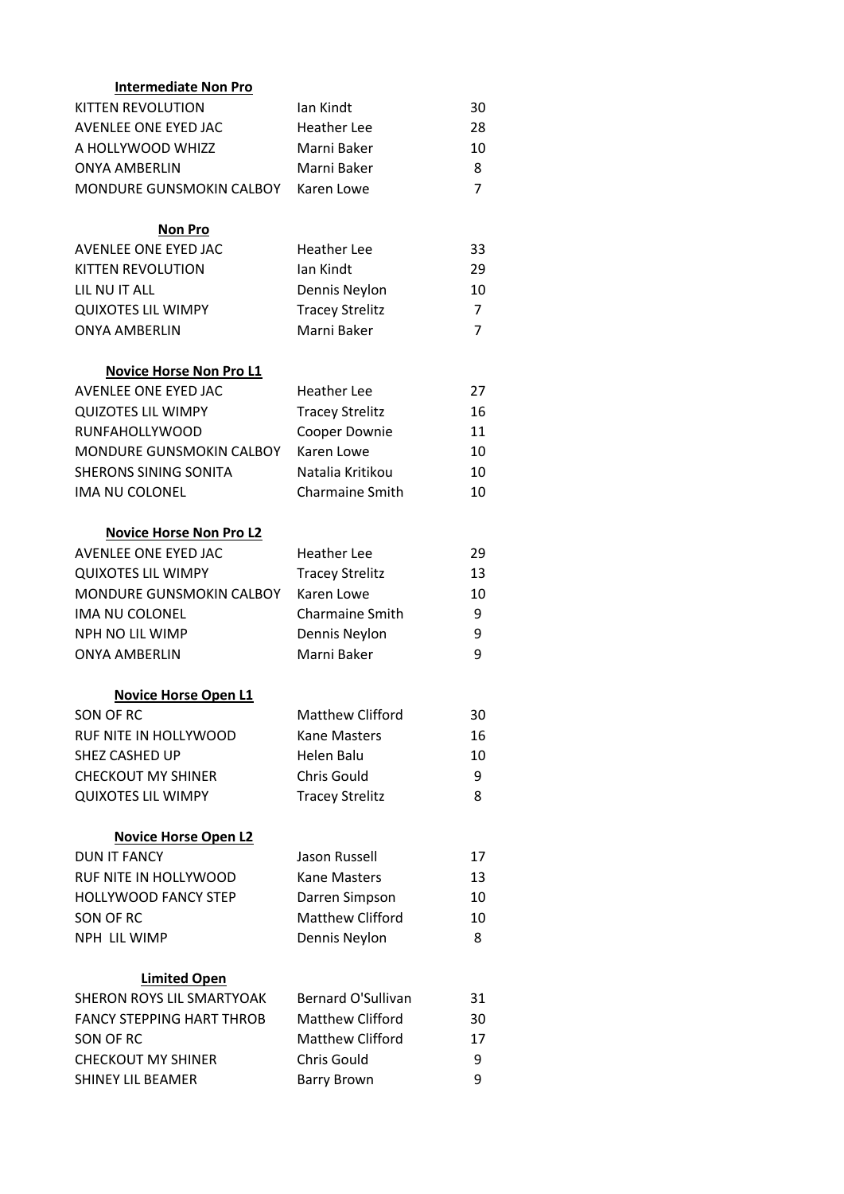**Intermediate Non Pro**

| | | |
|---|---|---|
| KITTEN REVOLUTION | Ian Kindt | 30 |
| AVENLEE ONE EYED JAC | Heather Lee | 28 |
| A HOLLYWOOD WHIZZ | Marni Baker | 10 |
| ONYA AMBERLIN | Marni Baker | 8 |
| MONDURE GUNSMOKIN CALBOY | Karen Lowe | 7 |

**Non Pro**

| | | |
|---|---|---|
| AVENLEE ONE EYED JAC | Heather Lee | 33 |
| KITTEN REVOLUTION | Ian Kindt | 29 |
| LIL NU IT ALL | Dennis Neylon | 10 |
| QUIXOTES LIL WIMPY | Tracey Strelitz | 7 |
| ONYA AMBERLIN | Marni Baker | 7 |

**Novice Horse Non Pro L1**

| | | |
|---|---|---|
| AVENLEE ONE EYED JAC | Heather Lee | 27 |
| QUIZOTES LIL WIMPY | Tracey Strelitz | 16 |
| RUNFAHOLLYWOOD | Cooper Downie | 11 |
| MONDURE GUNSMOKIN CALBOY | Karen Lowe | 10 |
| SHERONS SINING SONITA | Natalia Kritikou | 10 |
| IMA NU COLONEL | Charmaine Smith | 10 |

**Novice Horse Non Pro L2**

| | | |
|---|---|---|
| AVENLEE ONE EYED JAC | Heather Lee | 29 |
| QUIXOTES LIL WIMPY | Tracey Strelitz | 13 |
| MONDURE GUNSMOKIN CALBOY | Karen Lowe | 10 |
| IMA NU COLONEL | Charmaine Smith | 9 |
| NPH NO LIL WIMP | Dennis Neylon | 9 |
| ONYA AMBERLIN | Marni Baker | 9 |

**Novice Horse Open L1**

| | | |
|---|---|---|
| SON OF RC | Matthew Clifford | 30 |
| RUF NITE IN HOLLYWOOD | Kane Masters | 16 |
| SHEZ CASHED UP | Helen Balu | 10 |
| CHECKOUT MY SHINER | Chris Gould | 9 |
| QUIXOTES LIL WIMPY | Tracey Strelitz | 8 |

**Novice Horse Open L2**

| | | |
|---|---|---|
| DUN IT FANCY | Jason Russell | 17 |
| RUF NITE IN HOLLYWOOD | Kane Masters | 13 |
| HOLLYWOOD FANCY STEP | Darren Simpson | 10 |
| SON OF RC | Matthew Clifford | 10 |
| NPH LIL WIMP | Dennis Neylon | 8 |

**Limited Open**

| | | |
|---|---|---|
| SHERON ROYS LIL SMARTYOAK | Bernard O'Sullivan | 31 |
| FANCY STEPPING HART THROB | Matthew Clifford | 30 |
| SON OF RC | Matthew Clifford | 17 |
| CHECKOUT MY SHINER | Chris Gould | 9 |
| SHINEY LIL BEAMER | Barry Brown | 9 |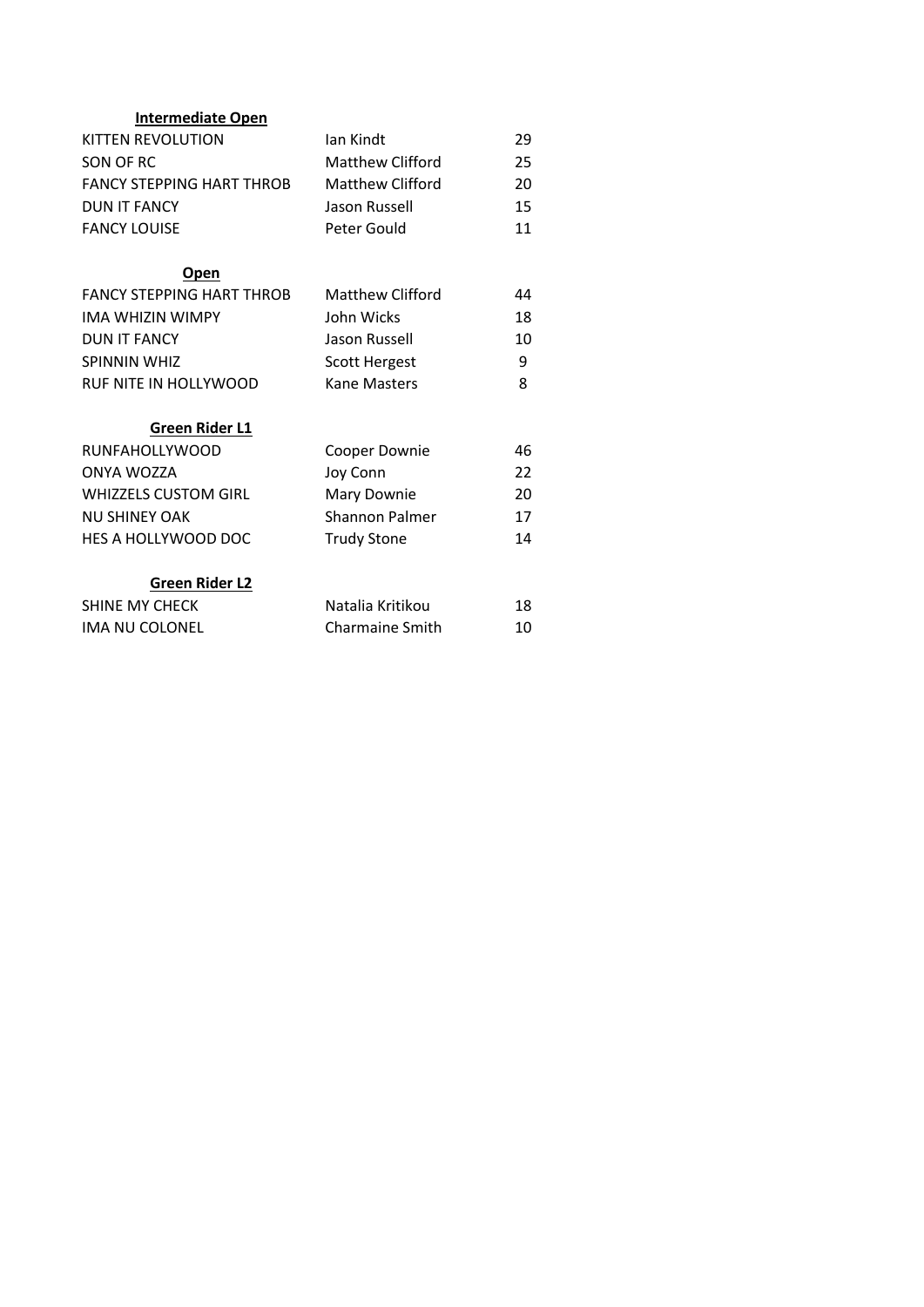**Intermediate Open**

| | | |
|---|---|---|
| KITTEN REVOLUTION | Ian Kindt | 29 |
| SON OF RC | Matthew Clifford | 25 |
| FANCY STEPPING HART THROB | Matthew Clifford | 20 |
| DUN IT FANCY | Jason Russell | 15 |
| FANCY LOUISE | Peter Gould | 11 |

**Open**

| | | |
|---|---|---|
| FANCY STEPPING HART THROB | Matthew Clifford | 44 |
| IMA WHIZIN WIMPY | John Wicks | 18 |
| DUN IT FANCY | Jason Russell | 10 |
| SPINNIN WHIZ | Scott Hergest | 9 |
| RUF NITE IN HOLLYWOOD | Kane Masters | 8 |

**Green Rider L1**

| | | |
|---|---|---|
| RUNFAHOLLYWOOD | Cooper Downie | 46 |
| ONYA WOZZA | Joy Conn | 22 |
| WHIZZELS CUSTOM GIRL | Mary Downie | 20 |
| NU SHINEY OAK | Shannon Palmer | 17 |
| HES A HOLLYWOOD DOC | Trudy Stone | 14 |

**Green Rider L2**

| | | |
|---|---|---|
| SHINE MY CHECK | Natalia Kritikou | 18 |
| IMA NU COLONEL | Charmaine Smith | 10 |